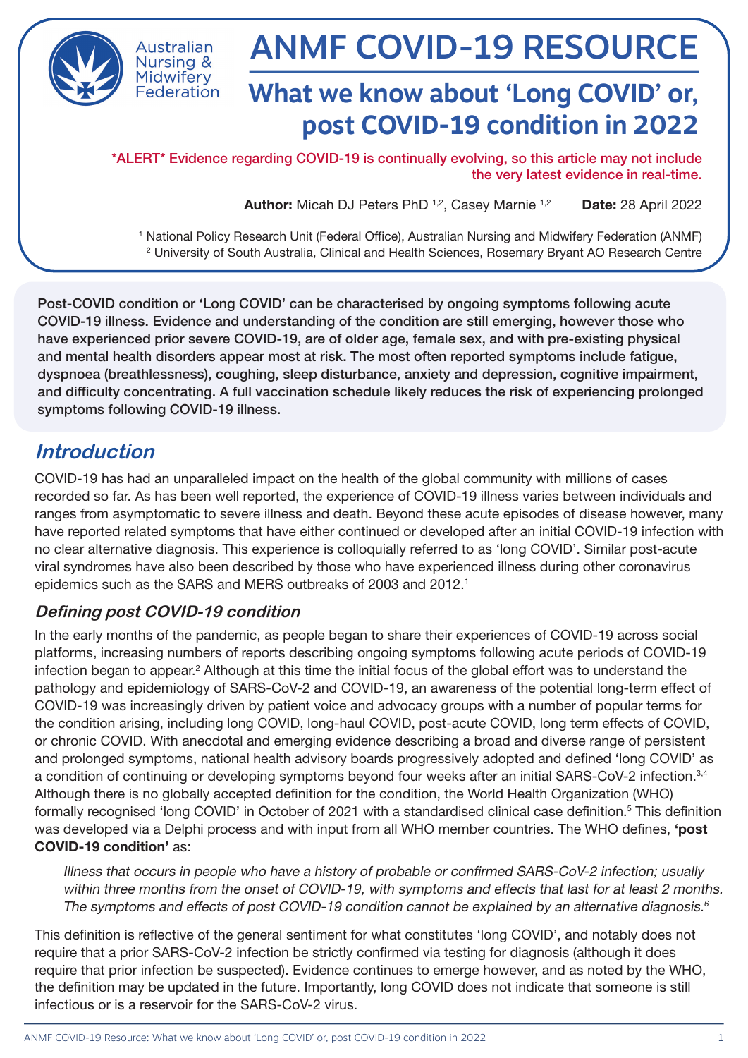Australian Nursing & Midwifery Federation

# ANMF COVID-19 RESOURCE

## What we know about 'Long COVID' or, post COVID-19 condition in 2022

*ALERT* Evidence regarding COVID-19 is continually evolving, so this article may not include the very latest evidence in real-time.

**Author:** Micah DJ Peters PhD [1,2], Casey Marnie [1,2] **Date:** 28 April 2022

[1] National Policy Research Unit (Federal Office), Australian Nursing and Midwifery Federation (ANMF)
[2] University of South Australia, Clinical and Health Sciences, Rosemary Bryant AO Research Centre

**Post-COVID condition or 'Long COVID' can be characterised by ongoing symptoms following acute COVID-19 illness. Evidence and understanding of the condition are still emerging, however those who have experienced prior severe COVID-19, are of older age, female sex, and with pre-existing physical and mental health disorders appear most at risk. The most often reported symptoms include fatigue, dyspnoea (breathlessness), coughing, sleep disturbance, anxiety and depression, cognitive impairment, and difficulty concentrating. A full vaccination schedule likely reduces the risk of experiencing prolonged symptoms following COVID-19 illness.**

## *Introduction*

COVID-19 has had an unparalleled impact on the health of the global community with millions of cases recorded so far. As has been well reported, the experience of COVID-19 illness varies between individuals and ranges from asymptomatic to severe illness and death. Beyond these acute episodes of disease however, many have reported related symptoms that have either continued or developed after an initial COVID-19 infection with no clear alternative diagnosis. This experience is colloquially referred to as 'long COVID'. Similar post-acute viral syndromes have also been described by those who have experienced illness during other coronavirus epidemics such as the SARS and MERS outbreaks of 2003 and 2012.[1]

### *Defining post COVID-19 condition*

In the early months of the pandemic, as people began to share their experiences of COVID-19 across social platforms, increasing numbers of reports describing ongoing symptoms following acute periods of COVID-19 infection began to appear.[2] Although at this time the initial focus of the global effort was to understand the pathology and epidemiology of SARS-CoV-2 and COVID-19, an awareness of the potential long-term effect of COVID-19 was increasingly driven by patient voice and advocacy groups with a number of popular terms for the condition arising, including long COVID, long-haul COVID, post-acute COVID, long term effects of COVID, or chronic COVID. With anecdotal and emerging evidence describing a broad and diverse range of persistent and prolonged symptoms, national health advisory boards progressively adopted and defined 'long COVID' as a condition of continuing or developing symptoms beyond four weeks after an initial SARS-CoV-2 infection.[3,4] Although there is no globally accepted definition for the condition, the World Health Organization (WHO) formally recognised 'long COVID' in October of 2021 with a standardised clinical case definition.[5] This definition was developed via a Delphi process and with input from all WHO member countries. The WHO defines, **'post COVID-19 condition'** as:

> *Illness that occurs in people who have a history of probable or confirmed SARS-CoV-2 infection; usually within three months from the onset of COVID-19, with symptoms and effects that last for at least 2 months. The symptoms and effects of post COVID-19 condition cannot be explained by an alternative diagnosis.[6]*

This definition is reflective of the general sentiment for what constitutes 'long COVID', and notably does not require that a prior SARS-CoV-2 infection be strictly confirmed via testing for diagnosis (although it does require that prior infection be suspected). Evidence continues to emerge however, and as noted by the WHO, the definition may be updated in the future. Importantly, long COVID does not indicate that someone is still infectious or is a reservoir for the SARS-CoV-2 virus.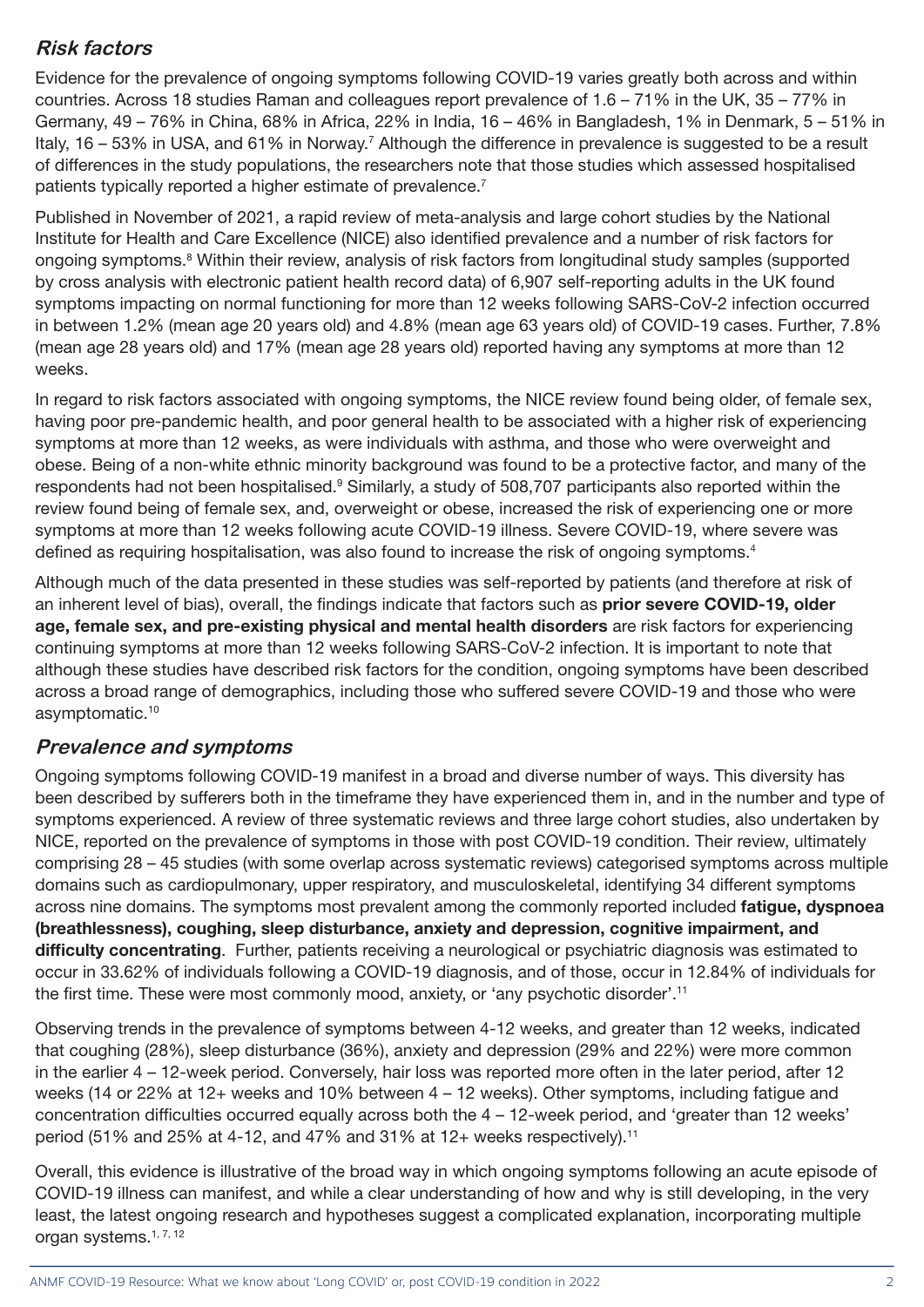### *Risk factors*

Evidence for the prevalence of ongoing symptoms following COVID-19 varies greatly both across and within countries. Across 18 studies Raman and colleagues report prevalence of 1.6 – 71% in the UK, 35 – 77% in Germany, 49 – 76% in China, 68% in Africa, 22% in India, 16 – 46% in Bangladesh, 1% in Denmark, 5 – 51% in Italy, 16 – 53% in USA, and 61% in Norway.[7] Although the difference in prevalence is suggested to be a result of differences in the study populations, the researchers note that those studies which assessed hospitalised patients typically reported a higher estimate of prevalence.[7]

Published in November of 2021, a rapid review of meta-analysis and large cohort studies by the National Institute for Health and Care Excellence (NICE) also identified prevalence and a number of risk factors for ongoing symptoms.[8] Within their review, analysis of risk factors from longitudinal study samples (supported by cross analysis with electronic patient health record data) of 6,907 self-reporting adults in the UK found symptoms impacting on normal functioning for more than 12 weeks following SARS-CoV-2 infection occurred in between 1.2% (mean age 20 years old) and 4.8% (mean age 63 years old) of COVID-19 cases. Further, 7.8% (mean age 28 years old) and 17% (mean age 28 years old) reported having any symptoms at more than 12 weeks.

In regard to risk factors associated with ongoing symptoms, the NICE review found being older, of female sex, having poor pre-pandemic health, and poor general health to be associated with a higher risk of experiencing symptoms at more than 12 weeks, as were individuals with asthma, and those who were overweight and obese. Being of a non-white ethnic minority background was found to be a protective factor, and many of the respondents had not been hospitalised.[9] Similarly, a study of 508,707 participants also reported within the review found being of female sex, and, overweight or obese, increased the risk of experiencing one or more symptoms at more than 12 weeks following acute COVID-19 illness. Severe COVID-19, where severe was defined as requiring hospitalisation, was also found to increase the risk of ongoing symptoms.[4]

Although much of the data presented in these studies was self-reported by patients (and therefore at risk of an inherent level of bias), overall, the findings indicate that factors such as **prior severe COVID-19, older age, female sex, and pre-existing physical and mental health disorders** are risk factors for experiencing continuing symptoms at more than 12 weeks following SARS-CoV-2 infection. It is important to note that although these studies have described risk factors for the condition, ongoing symptoms have been described across a broad range of demographics, including those who suffered severe COVID-19 and those who were asymptomatic.[10]

### *Prevalence and symptoms*

Ongoing symptoms following COVID-19 manifest in a broad and diverse number of ways. This diversity has been described by sufferers both in the timeframe they have experienced them in, and in the number and type of symptoms experienced. A review of three systematic reviews and three large cohort studies, also undertaken by NICE, reported on the prevalence of symptoms in those with post COVID-19 condition. Their review, ultimately comprising 28 – 45 studies (with some overlap across systematic reviews) categorised symptoms across multiple domains such as cardiopulmonary, upper respiratory, and musculoskeletal, identifying 34 different symptoms across nine domains. The symptoms most prevalent among the commonly reported included **fatigue, dyspnoea (breathlessness), coughing, sleep disturbance, anxiety and depression, cognitive impairment, and difficulty concentrating**. Further, patients receiving a neurological or psychiatric diagnosis was estimated to occur in 33.62% of individuals following a COVID-19 diagnosis, and of those, occur in 12.84% of individuals for the first time. These were most commonly mood, anxiety, or 'any psychotic disorder'.[11]

Observing trends in the prevalence of symptoms between 4-12 weeks, and greater than 12 weeks, indicated that coughing (28%), sleep disturbance (36%), anxiety and depression (29% and 22%) were more common in the earlier 4 – 12-week period. Conversely, hair loss was reported more often in the later period, after 12 weeks (14 or 22% at 12+ weeks and 10% between 4 – 12 weeks). Other symptoms, including fatigue and concentration difficulties occurred equally across both the 4 – 12-week period, and 'greater than 12 weeks' period (51% and 25% at 4-12, and 47% and 31% at 12+ weeks respectively).[11]

Overall, this evidence is illustrative of the broad way in which ongoing symptoms following an acute episode of COVID-19 illness can manifest, and while a clear understanding of how and why is still developing, in the very least, the latest ongoing research and hypotheses suggest a complicated explanation, incorporating multiple organ systems.[1, 7, 12]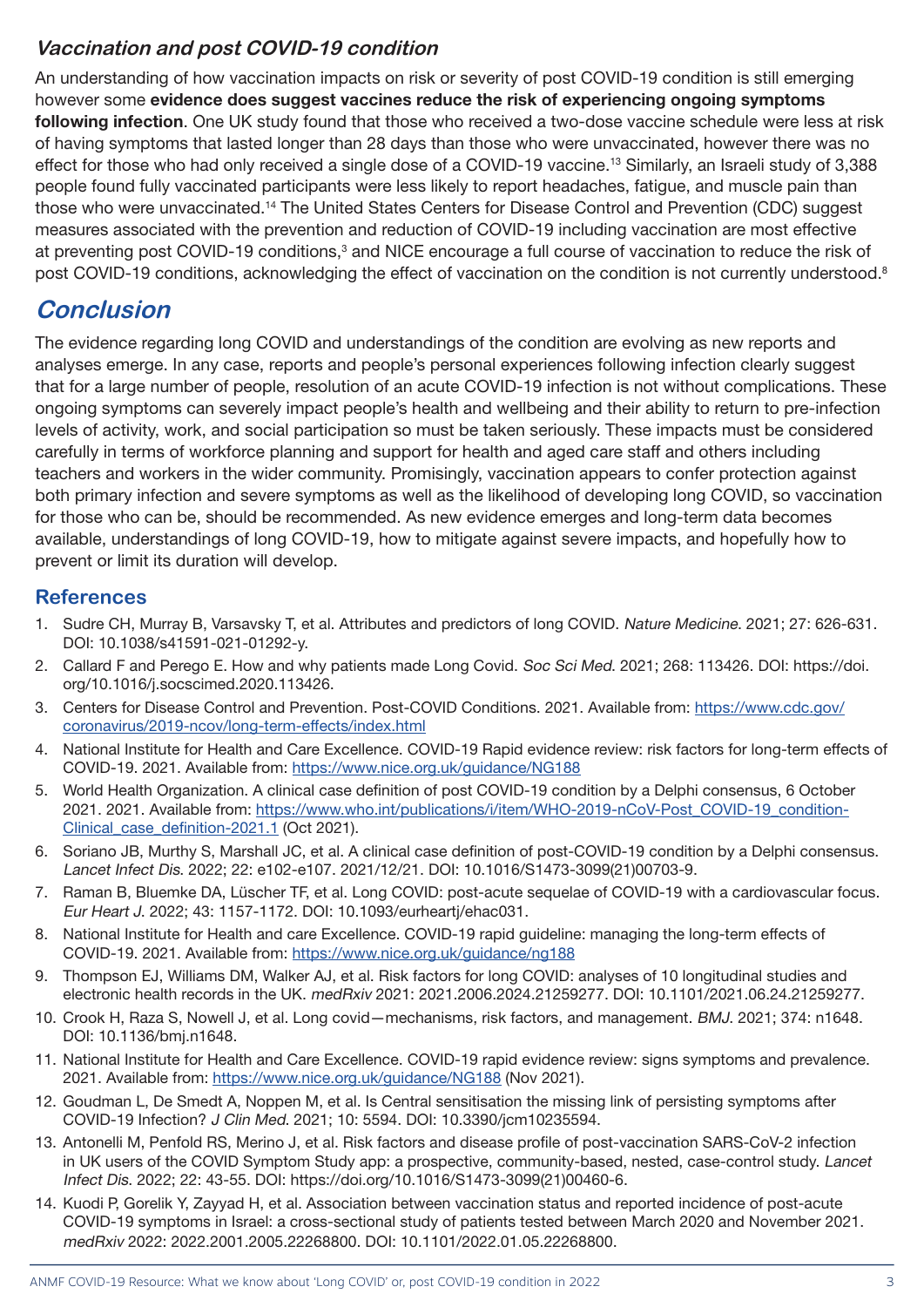### *Vaccination and post COVID-19 condition*

An understanding of how vaccination impacts on risk or severity of post COVID-19 condition is still emerging however some **evidence does suggest vaccines reduce the risk of experiencing ongoing symptoms following infection**. One UK study found that those who received a two-dose vaccine schedule were less at risk of having symptoms that lasted longer than 28 days than those who were unvaccinated, however there was no effect for those who had only received a single dose of a COVID-19 vaccine.[13] Similarly, an Israeli study of 3,388 people found fully vaccinated participants were less likely to report headaches, fatigue, and muscle pain than those who were unvaccinated.[14] The United States Centers for Disease Control and Prevention (CDC) suggest measures associated with the prevention and reduction of COVID-19 including vaccination are most effective at preventing post COVID-19 conditions,[3] and NICE encourage a full course of vaccination to reduce the risk of post COVID-19 conditions, acknowledging the effect of vaccination on the condition is not currently understood.[8]

## *Conclusion*

The evidence regarding long COVID and understandings of the condition are evolving as new reports and analyses emerge. In any case, reports and people's personal experiences following infection clearly suggest that for a large number of people, resolution of an acute COVID-19 infection is not without complications. These ongoing symptoms can severely impact people's health and wellbeing and their ability to return to pre-infection levels of activity, work, and social participation so must be taken seriously. These impacts must be considered carefully in terms of workforce planning and support for health and aged care staff and others including teachers and workers in the wider community. Promisingly, vaccination appears to confer protection against both primary infection and severe symptoms as well as the likelihood of developing long COVID, so vaccination for those who can be, should be recommended. As new evidence emerges and long-term data becomes available, understandings of long COVID-19, how to mitigate against severe impacts, and hopefully how to prevent or limit its duration will develop.

### References

1. Sudre CH, Murray B, Varsavsky T, et al. Attributes and predictors of long COVID. *Nature Medicine*. 2021; 27: 626-631. DOI: 10.1038/s41591-021-01292-y.
2. Callard F and Perego E. How and why patients made Long Covid. *Soc Sci Med*. 2021; 268: 113426. DOI: https://doi.org/10.1016/j.socscimed.2020.113426.
3. Centers for Disease Control and Prevention. Post-COVID Conditions. 2021. Available from: https://www.cdc.gov/coronavirus/2019-ncov/long-term-effects/index.html
4. National Institute for Health and Care Excellence. COVID-19 Rapid evidence review: risk factors for long-term effects of COVID-19. 2021. Available from: https://www.nice.org.uk/guidance/NG188
5. World Health Organization. A clinical case definition of post COVID-19 condition by a Delphi consensus, 6 October 2021. 2021. Available from: https://www.who.int/publications/i/item/WHO-2019-nCoV-Post_COVID-19_condition-Clinical_case_definition-2021.1 (Oct 2021).
6. Soriano JB, Murthy S, Marshall JC, et al. A clinical case definition of post-COVID-19 condition by a Delphi consensus. *Lancet Infect Dis*. 2022; 22: e102-e107. 2021/12/21. DOI: 10.1016/S1473-3099(21)00703-9.
7. Raman B, Bluemke DA, Lüscher TF, et al. Long COVID: post-acute sequelae of COVID-19 with a cardiovascular focus. *Eur Heart J*. 2022; 43: 1157-1172. DOI: 10.1093/eurheartj/ehac031.
8. National Institute for Health and care Excellence. COVID-19 rapid guideline: managing the long-term effects of COVID-19. 2021. Available from: https://www.nice.org.uk/guidance/ng188
9. Thompson EJ, Williams DM, Walker AJ, et al. Risk factors for long COVID: analyses of 10 longitudinal studies and electronic health records in the UK. *medRxiv* 2021: 2021.2006.2024.21259277. DOI: 10.1101/2021.06.24.21259277.
10. Crook H, Raza S, Nowell J, et al. Long covid—mechanisms, risk factors, and management. *BMJ*. 2021; 374: n1648. DOI: 10.1136/bmj.n1648.
11. National Institute for Health and Care Excellence. COVID-19 rapid evidence review: signs symptoms and prevalence. 2021. Available from: https://www.nice.org.uk/guidance/NG188 (Nov 2021).
12. Goudman L, De Smedt A, Noppen M, et al. Is Central sensitisation the missing link of persisting symptoms after COVID-19 Infection? *J Clin Med*. 2021; 10: 5594. DOI: 10.3390/jcm10235594.
13. Antonelli M, Penfold RS, Merino J, et al. Risk factors and disease profile of post-vaccination SARS-CoV-2 infection in UK users of the COVID Symptom Study app: a prospective, community-based, nested, case-control study. *Lancet Infect Dis*. 2022; 22: 43-55. DOI: https://doi.org/10.1016/S1473-3099(21)00460-6.
14. Kuodi P, Gorelik Y, Zayyad H, et al. Association between vaccination status and reported incidence of post-acute COVID-19 symptoms in Israel: a cross-sectional study of patients tested between March 2020 and November 2021. *medRxiv* 2022: 2022.2001.2005.22268800. DOI: 10.1101/2022.01.05.22268800.